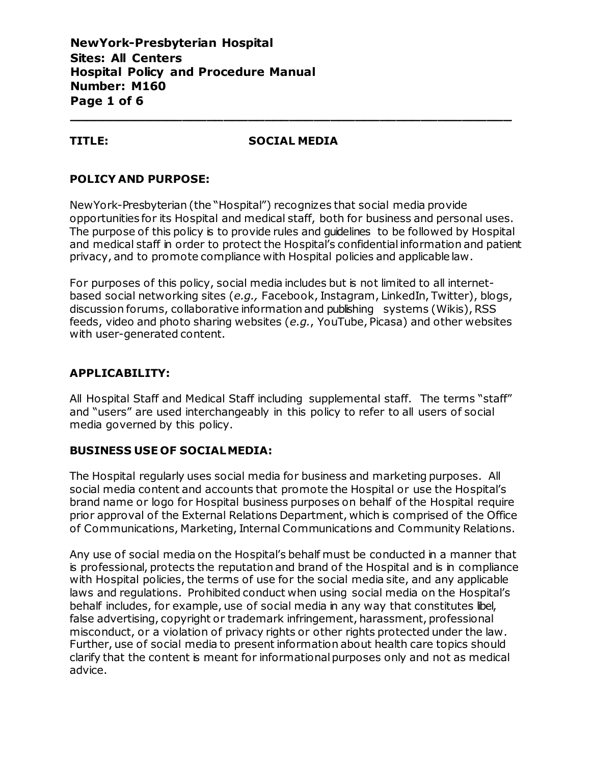**NewYork-Presbyterian Hospital**
**Sites: All Centers**
**Hospital Policy and Procedure Manual**
**Number: M160**

---

**TITLE:** **SOCIAL MEDIA**

## POLICY AND PURPOSE:

NewYork-Presbyterian (the "Hospital") recognizes that social media provide opportunities for its Hospital and medical staff, both for business and personal uses. The purpose of this policy is to provide rules and guidelines to be followed by Hospital and medical staff in order to protect the Hospital's confidential information and patient privacy, and to promote compliance with Hospital policies and applicable law.

For purposes of this policy, social media includes but is not limited to all internet-based social networking sites (*e.g.,* Facebook, Instagram, LinkedIn, Twitter), blogs, discussion forums, collaborative information and publishing systems (Wikis), RSS feeds, video and photo sharing websites (*e.g.*, YouTube, Picasa) and other websites with user-generated content.

## APPLICABILITY:

All Hospital Staff and Medical Staff including supplemental staff. The terms "staff" and "users" are used interchangeably in this policy to refer to all users of social media governed by this policy.

## BUSINESS USE OF SOCIAL MEDIA:

The Hospital regularly uses social media for business and marketing purposes. All social media content and accounts that promote the Hospital or use the Hospital's brand name or logo for Hospital business purposes on behalf of the Hospital require prior approval of the External Relations Department, which is comprised of the Office of Communications, Marketing, Internal Communications and Community Relations.

Any use of social media on the Hospital's behalf must be conducted in a manner that is professional, protects the reputation and brand of the Hospital and is in compliance with Hospital policies, the terms of use for the social media site, and any applicable laws and regulations. Prohibited conduct when using social media on the Hospital's behalf includes, for example, use of social media in any way that constitutes libel, false advertising, copyright or trademark infringement, harassment, professional misconduct, or a violation of privacy rights or other rights protected under the law. Further, use of social media to present information about health care topics should clarify that the content is meant for informational purposes only and not as medical advice.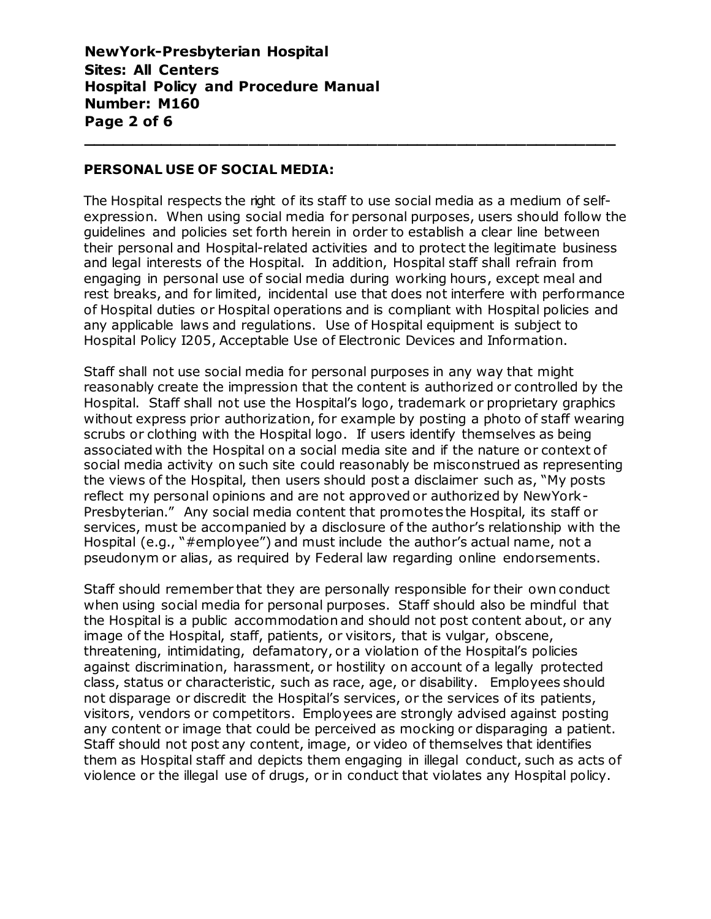## PERSONAL USE OF SOCIAL MEDIA:

The Hospital respects the right of its staff to use social media as a medium of self-expression. When using social media for personal purposes, users should follow the guidelines and policies set forth herein in order to establish a clear line between their personal and Hospital-related activities and to protect the legitimate business and legal interests of the Hospital. In addition, Hospital staff shall refrain from engaging in personal use of social media during working hours, except meal and rest breaks, and for limited, incidental use that does not interfere with performance of Hospital duties or Hospital operations and is compliant with Hospital policies and any applicable laws and regulations. Use of Hospital equipment is subject to Hospital Policy I205, Acceptable Use of Electronic Devices and Information.

Staff shall not use social media for personal purposes in any way that might reasonably create the impression that the content is authorized or controlled by the Hospital. Staff shall not use the Hospital's logo, trademark or proprietary graphics without express prior authorization, for example by posting a photo of staff wearing scrubs or clothing with the Hospital logo. If users identify themselves as being associated with the Hospital on a social media site and if the nature or context of social media activity on such site could reasonably be misconstrued as representing the views of the Hospital, then users should post a disclaimer such as, "My posts reflect my personal opinions and are not approved or authorized by NewYork-Presbyterian." Any social media content that promotes the Hospital, its staff or services, must be accompanied by a disclosure of the author's relationship with the Hospital (e.g., "#employee") and must include the author's actual name, not a pseudonym or alias, as required by Federal law regarding online endorsements.

Staff should remember that they are personally responsible for their own conduct when using social media for personal purposes. Staff should also be mindful that the Hospital is a public accommodation and should not post content about, or any image of the Hospital, staff, patients, or visitors, that is vulgar, obscene, threatening, intimidating, defamatory, or a violation of the Hospital's policies against discrimination, harassment, or hostility on account of a legally protected class, status or characteristic, such as race, age, or disability. Employees should not disparage or discredit the Hospital's services, or the services of its patients, visitors, vendors or competitors. Employees are strongly advised against posting any content or image that could be perceived as mocking or disparaging a patient. Staff should not post any content, image, or video of themselves that identifies them as Hospital staff and depicts them engaging in illegal conduct, such as acts of violence or the illegal use of drugs, or in conduct that violates any Hospital policy.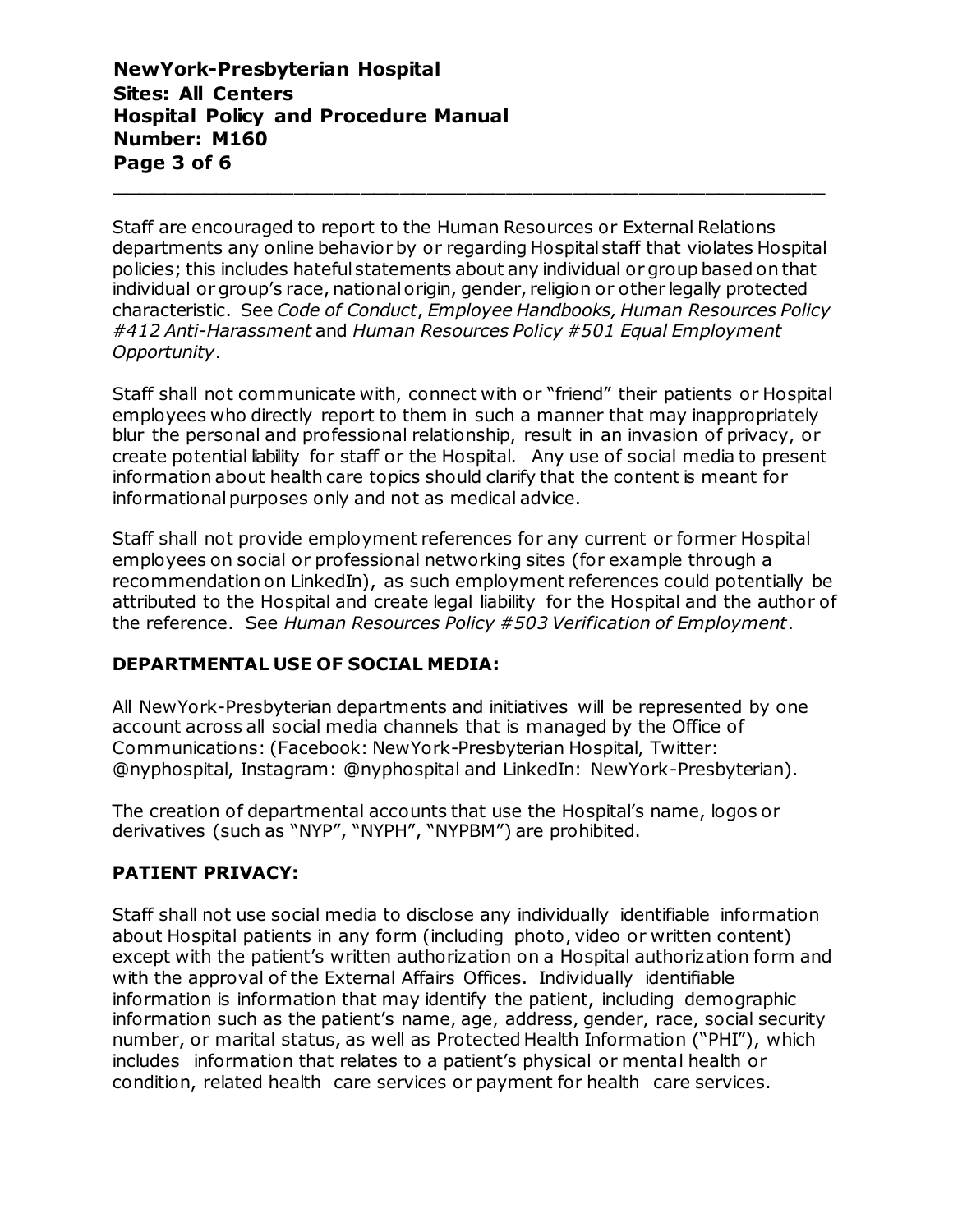Staff are encouraged to report to the Human Resources or External Relations departments any online behavior by or regarding Hospital staff that violates Hospital policies; this includes hateful statements about any individual or group based on that individual or group's race, national origin, gender, religion or other legally protected characteristic. See *Code of Conduct*, *Employee Handbooks, Human Resources Policy #412 Anti-Harassment* and *Human Resources Policy #501 Equal Employment Opportunity*.

Staff shall not communicate with, connect with or "friend" their patients or Hospital employees who directly report to them in such a manner that may inappropriately blur the personal and professional relationship, result in an invasion of privacy, or create potential liability for staff or the Hospital. Any use of social media to present information about health care topics should clarify that the content is meant for informational purposes only and not as medical advice.

Staff shall not provide employment references for any current or former Hospital employees on social or professional networking sites (for example through a recommendation on LinkedIn), as such employment references could potentially be attributed to the Hospital and create legal liability for the Hospital and the author of the reference. See *Human Resources Policy #503 Verification of Employment*.

## DEPARTMENTAL USE OF SOCIAL MEDIA:

All NewYork-Presbyterian departments and initiatives will be represented by one account across all social media channels that is managed by the Office of Communications: (Facebook: NewYork-Presbyterian Hospital, Twitter: @nyphospital, Instagram: @nyphospital and LinkedIn: NewYork-Presbyterian).

The creation of departmental accounts that use the Hospital's name, logos or derivatives (such as "NYP", "NYPH", "NYPBM") are prohibited.

## PATIENT PRIVACY:

Staff shall not use social media to disclose any individually identifiable information about Hospital patients in any form (including photo, video or written content) except with the patient's written authorization on a Hospital authorization form and with the approval of the External Affairs Offices. Individually identifiable information is information that may identify the patient, including demographic information such as the patient's name, age, address, gender, race, social security number, or marital status, as well as Protected Health Information ("PHI"), which includes information that relates to a patient's physical or mental health or condition, related health care services or payment for health care services.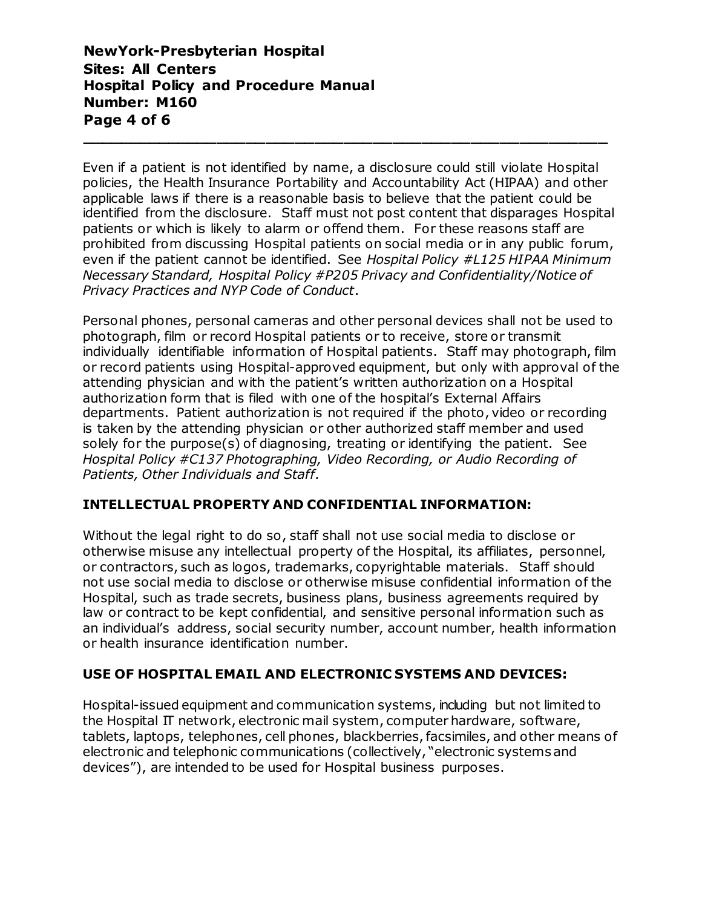Even if a patient is not identified by name, a disclosure could still violate Hospital policies, the Health Insurance Portability and Accountability Act (HIPAA) and other applicable laws if there is a reasonable basis to believe that the patient could be identified from the disclosure. Staff must not post content that disparages Hospital patients or which is likely to alarm or offend them. For these reasons staff are prohibited from discussing Hospital patients on social media or in any public forum, even if the patient cannot be identified. See *Hospital Policy #L125 HIPAA Minimum Necessary Standard, Hospital Policy #P205 Privacy and Confidentiality/Notice of Privacy Practices and NYP Code of Conduct*.

Personal phones, personal cameras and other personal devices shall not be used to photograph, film or record Hospital patients or to receive, store or transmit individually identifiable information of Hospital patients. Staff may photograph, film or record patients using Hospital-approved equipment, but only with approval of the attending physician and with the patient's written authorization on a Hospital authorization form that is filed with one of the hospital's External Affairs departments. Patient authorization is not required if the photo, video or recording is taken by the attending physician or other authorized staff member and used solely for the purpose(s) of diagnosing, treating or identifying the patient. See *Hospital Policy #C137 Photographing, Video Recording, or Audio Recording of Patients, Other Individuals and Staff.*

**INTELLECTUAL PROPERTY AND CONFIDENTIAL INFORMATION:**

Without the legal right to do so, staff shall not use social media to disclose or otherwise misuse any intellectual property of the Hospital, its affiliates, personnel, or contractors, such as logos, trademarks, copyrightable materials. Staff should not use social media to disclose or otherwise misuse confidential information of the Hospital, such as trade secrets, business plans, business agreements required by law or contract to be kept confidential, and sensitive personal information such as an individual's address, social security number, account number, health information or health insurance identification number.

**USE OF HOSPITAL EMAIL AND ELECTRONIC SYSTEMS AND DEVICES:**

Hospital-issued equipment and communication systems, including but not limited to the Hospital IT network, electronic mail system, computer hardware, software, tablets, laptops, telephones, cell phones, blackberries, facsimiles, and other means of electronic and telephonic communications (collectively, "electronic systems and devices"), are intended to be used for Hospital business purposes.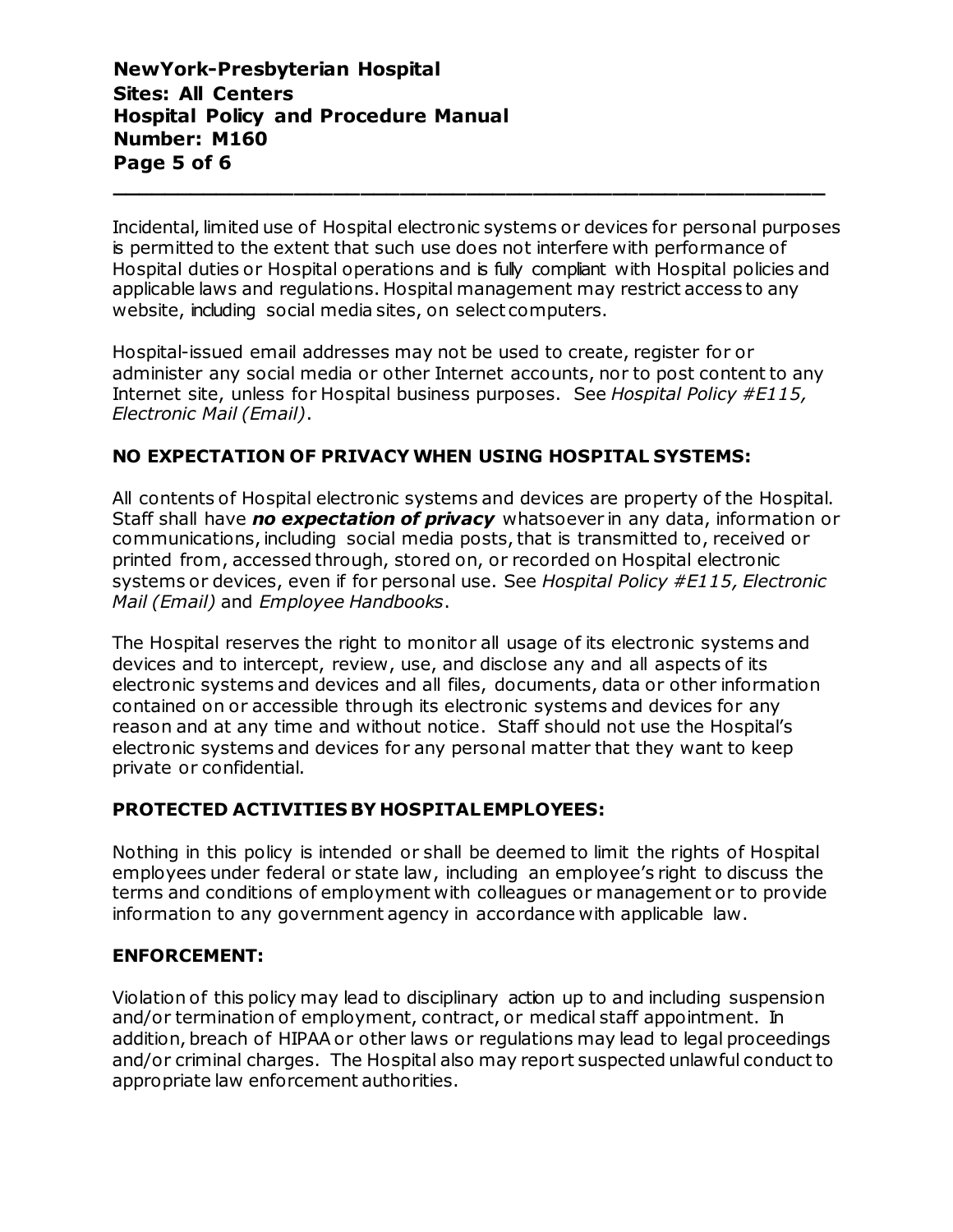Incidental, limited use of Hospital electronic systems or devices for personal purposes is permitted to the extent that such use does not interfere with performance of Hospital duties or Hospital operations and is fully compliant with Hospital policies and applicable laws and regulations. Hospital management may restrict access to any website, including social media sites, on select computers.

Hospital-issued email addresses may not be used to create, register for or administer any social media or other Internet accounts, nor to post content to any Internet site, unless for Hospital business purposes. See *Hospital Policy #E115, Electronic Mail (Email)*.

### NO EXPECTATION OF PRIVACY WHEN USING HOSPITAL SYSTEMS:

All contents of Hospital electronic systems and devices are property of the Hospital. Staff shall have ***no expectation of privacy*** whatsoever in any data, information or communications, including social media posts, that is transmitted to, received or printed from, accessed through, stored on, or recorded on Hospital electronic systems or devices, even if for personal use. See *Hospital Policy #E115, Electronic Mail (Email)* and *Employee Handbooks*.

The Hospital reserves the right to monitor all usage of its electronic systems and devices and to intercept, review, use, and disclose any and all aspects of its electronic systems and devices and all files, documents, data or other information contained on or accessible through its electronic systems and devices for any reason and at any time and without notice. Staff should not use the Hospital's electronic systems and devices for any personal matter that they want to keep private or confidential.

### PROTECTED ACTIVITIES BY HOSPITAL EMPLOYEES:

Nothing in this policy is intended or shall be deemed to limit the rights of Hospital employees under federal or state law, including an employee's right to discuss the terms and conditions of employment with colleagues or management or to provide information to any government agency in accordance with applicable law.

### ENFORCEMENT:

Violation of this policy may lead to disciplinary action up to and including suspension and/or termination of employment, contract, or medical staff appointment. In addition, breach of HIPAA or other laws or regulations may lead to legal proceedings and/or criminal charges. The Hospital also may report suspected unlawful conduct to appropriate law enforcement authorities.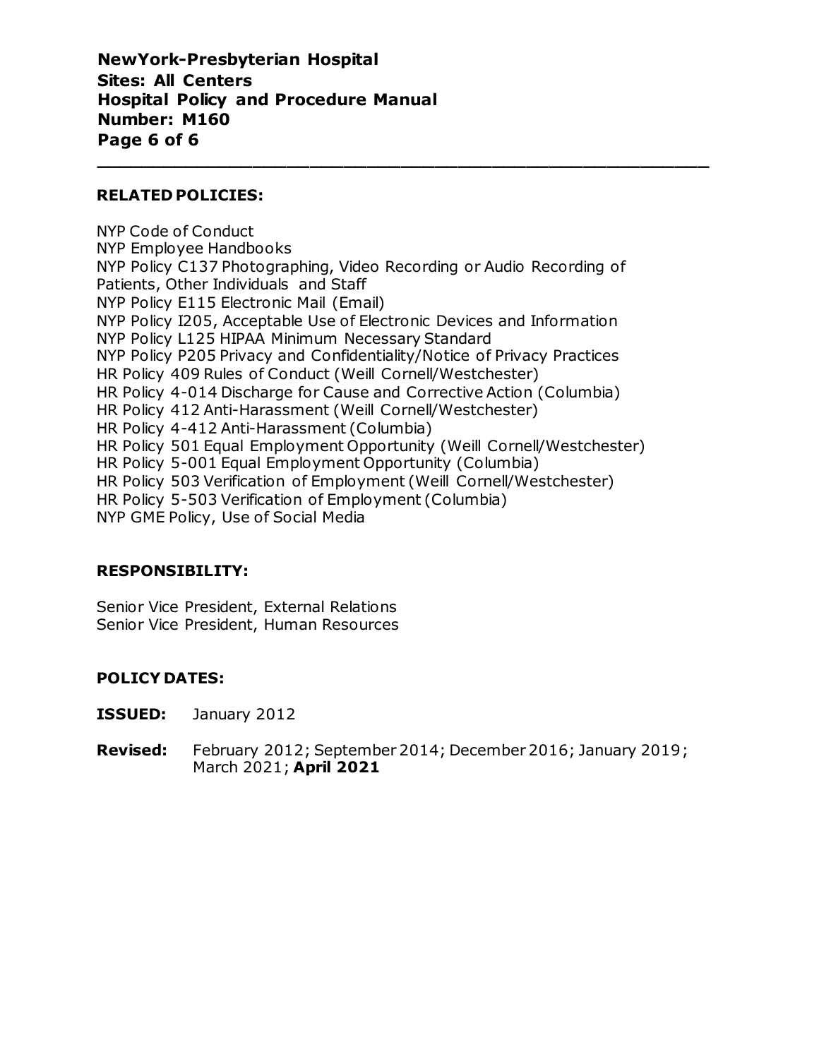**RELATED POLICIES:**

NYP Code of Conduct
NYP Employee Handbooks
NYP Policy C137 Photographing, Video Recording or Audio Recording of Patients, Other Individuals and Staff
NYP Policy E115 Electronic Mail (Email)
NYP Policy I205, Acceptable Use of Electronic Devices and Information
NYP Policy L125 HIPAA Minimum Necessary Standard
NYP Policy P205 Privacy and Confidentiality/Notice of Privacy Practices
HR Policy 409 Rules of Conduct (Weill Cornell/Westchester)
HR Policy 4-014 Discharge for Cause and Corrective Action (Columbia)
HR Policy 412 Anti-Harassment (Weill Cornell/Westchester)
HR Policy 4-412 Anti-Harassment (Columbia)
HR Policy 501 Equal Employment Opportunity (Weill Cornell/Westchester)
HR Policy 5-001 Equal Employment Opportunity (Columbia)
HR Policy 503 Verification of Employment (Weill Cornell/Westchester)
HR Policy 5-503 Verification of Employment (Columbia)
NYP GME Policy, Use of Social Media

**RESPONSIBILITY:**

Senior Vice President, External Relations
Senior Vice President, Human Resources

**POLICY DATES:**

**ISSUED:** January 2012

**Revised:** February 2012; September 2014; December 2016; January 2019; March 2021; **April 2021**